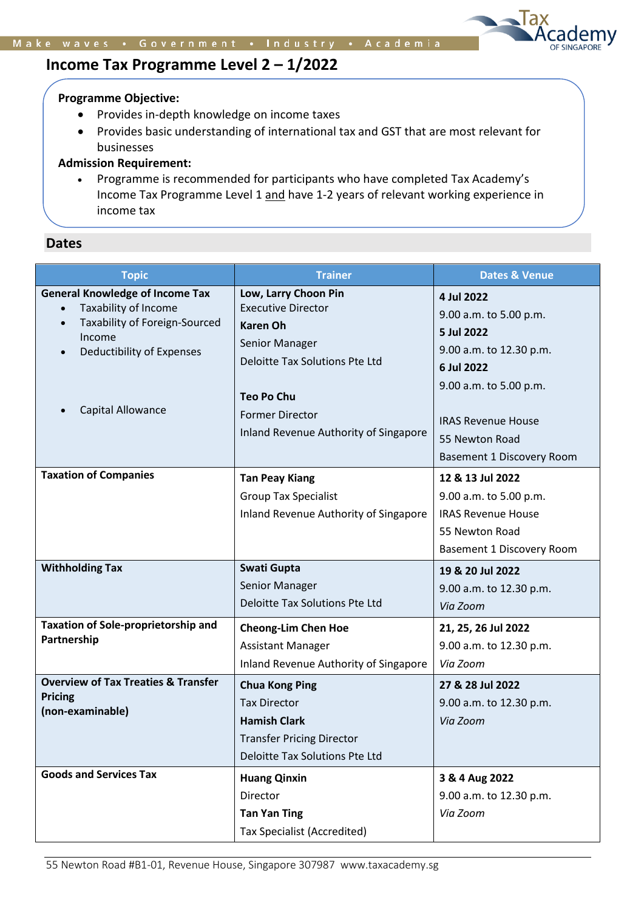# Income Tax Programme Level 2 – 1/2022

**Programme Objective:**

- Provides in-depth knowledge on income taxes
- Provides basic understanding of international tax and GST that are most relevant for businesses

**Admission Requirement:**

- Programme is recommended for participants who have completed Tax Academy's Income Tax Programme Level 1 and have 1-2 years of relevant working experience in income tax

## Dates

| Topic | Trainer | Dates & Venue |
|---|---|---|
| **General Knowledge of Income Tax**<br>• Taxability of Income<br>• Taxability of Foreign-Sourced Income<br>• Deductibility of Expenses<br>• Capital Allowance | **Low, Larry Choon Pin**<br>Executive Director<br>**Karen Oh**<br>Senior Manager<br>Deloitte Tax Solutions Pte Ltd<br><br>**Teo Po Chu**<br>Former Director<br>Inland Revenue Authority of Singapore | **4 Jul 2022**<br>9.00 a.m. to 5.00 p.m.<br>**5 Jul 2022**<br>9.00 a.m. to 12.30 p.m.<br>**6 Jul 2022**<br>9.00 a.m. to 5.00 p.m.<br><br>IRAS Revenue House<br>55 Newton Road<br>Basement 1 Discovery Room |
| **Taxation of Companies** | **Tan Peay Kiang**<br>Group Tax Specialist<br>Inland Revenue Authority of Singapore | **12 & 13 Jul 2022**<br>9.00 a.m. to 5.00 p.m.<br>IRAS Revenue House<br>55 Newton Road<br>Basement 1 Discovery Room |
| **Withholding Tax** | **Swati Gupta**<br>Senior Manager<br>Deloitte Tax Solutions Pte Ltd | **19 & 20 Jul 2022**<br>9.00 a.m. to 12.30 p.m.<br>*Via Zoom* |
| **Taxation of Sole-proprietorship and Partnership** | **Cheong-Lim Chen Hoe**<br>Assistant Manager<br>Inland Revenue Authority of Singapore | **21, 25, 26 Jul 2022**<br>9.00 a.m. to 12.30 p.m.<br>*Via Zoom* |
| **Overview of Tax Treaties & Transfer Pricing (non-examinable)** | **Chua Kong Ping**<br>Tax Director<br>**Hamish Clark**<br>Transfer Pricing Director<br>Deloitte Tax Solutions Pte Ltd | **27 & 28 Jul 2022**<br>9.00 a.m. to 12.30 p.m.<br>*Via Zoom* |
| **Goods and Services Tax** | **Huang Qinxin**<br>Director<br>**Tan Yan Ting**<br>Tax Specialist (Accredited) | **3 & 4 Aug 2022**<br>9.00 a.m. to 12.30 p.m.<br>*Via Zoom* |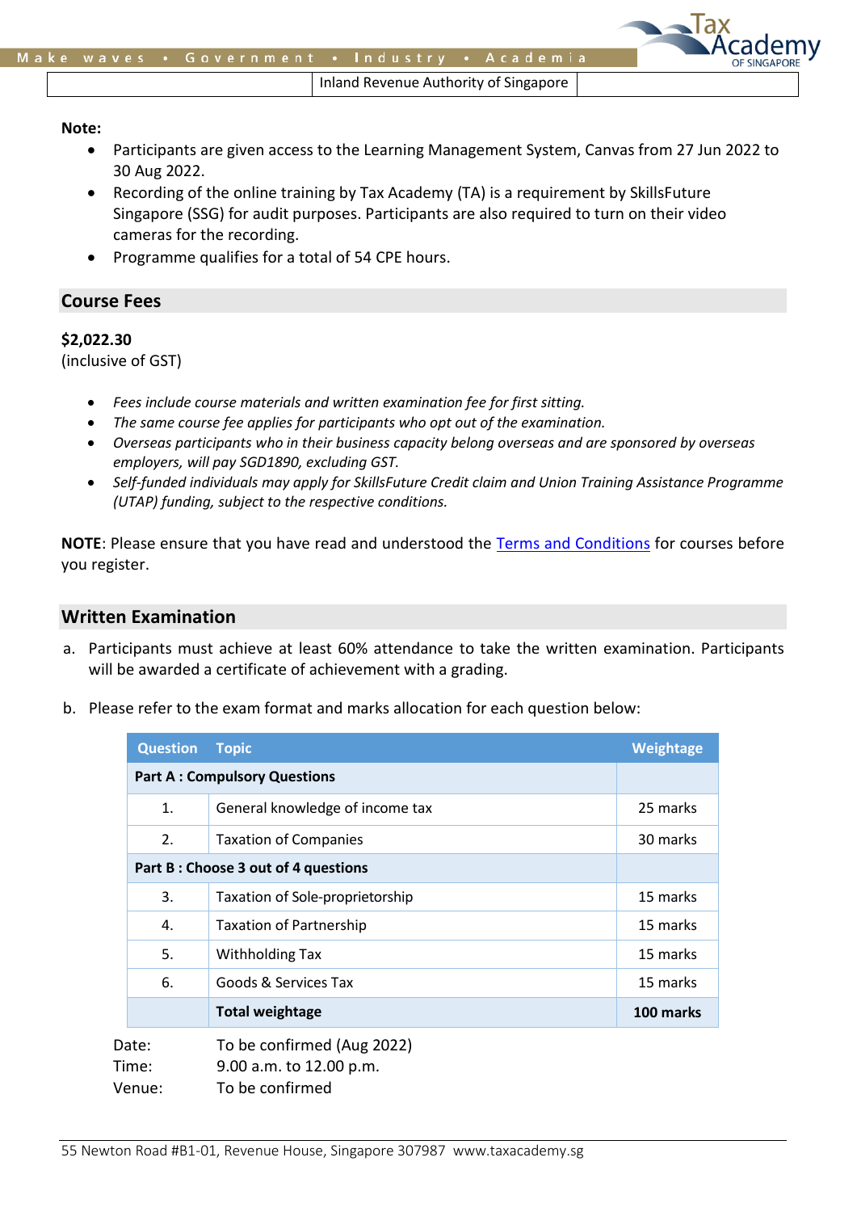**Note:**

- Participants are given access to the Learning Management System, Canvas from 27 Jun 2022 to 30 Aug 2022.
- Recording of the online training by Tax Academy (TA) is a requirement by SkillsFuture Singapore (SSG) for audit purposes. Participants are also required to turn on their video cameras for the recording.
- Programme qualifies for a total of 54 CPE hours.

## Course Fees

**$2,022.30**
(inclusive of GST)

- *Fees include course materials and written examination fee for first sitting.*
- *The same course fee applies for participants who opt out of the examination.*
- *Overseas participants who in their business capacity belong overseas and are sponsored by overseas employers, will pay SGD1890, excluding GST.*
- *Self-funded individuals may apply for SkillsFuture Credit claim and Union Training Assistance Programme (UTAP) funding, subject to the respective conditions.*

**NOTE**: Please ensure that you have read and understood the Terms and Conditions for courses before you register.

## Written Examination

a. Participants must achieve at least 60% attendance to take the written examination. Participants will be awarded a certificate of achievement with a grading.

b. Please refer to the exam format and marks allocation for each question below:

| Question | Topic | Weightage |
|---|---|---|
| **Part A : Compulsory Questions** | | |
| 1. | General knowledge of income tax | 25 marks |
| 2. | Taxation of Companies | 30 marks |
| **Part B : Choose 3 out of 4 questions** | | |
| 3. | Taxation of Sole-proprietorship | 15 marks |
| 4. | Taxation of Partnership | 15 marks |
| 5. | Withholding Tax | 15 marks |
| 6. | Goods & Services Tax | 15 marks |
| | **Total weightage** | **100 marks** |

Date: To be confirmed (Aug 2022)
Time: 9.00 a.m. to 12.00 p.m.
Venue: To be confirmed